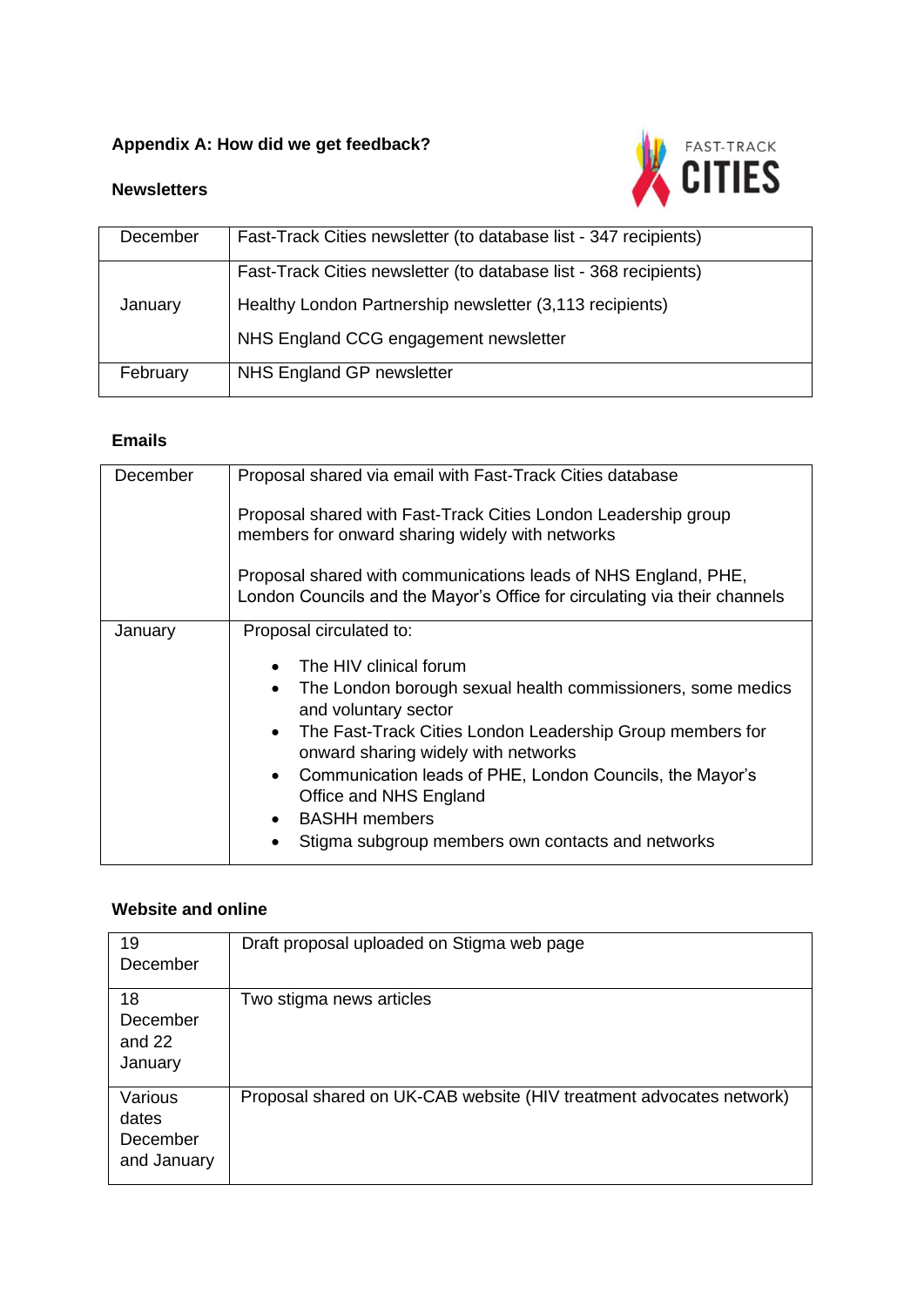## Appendix A: How did we get feedback?

### Newsletters

| | |
|---|---|
| December | Fast-Track Cities newsletter (to database list - 347 recipients) |
| January | Fast-Track Cities newsletter (to database list - 368 recipients)<br><br>Healthy London Partnership newsletter (3,113 recipients)<br><br>NHS England CCG engagement newsletter |
| February | NHS England GP newsletter |

### Emails

| | |
|---|---|
| December | Proposal shared via email with Fast-Track Cities database<br><br>Proposal shared with Fast-Track Cities London Leadership group members for onward sharing widely with networks<br><br>Proposal shared with communications leads of NHS England, PHE, London Councils and the Mayor's Office for circulating via their channels |
| January | Proposal circulated to:<br><br>• The HIV clinical forum<br>• The London borough sexual health commissioners, some medics and voluntary sector<br>• The Fast-Track Cities London Leadership Group members for onward sharing widely with networks<br>• Communication leads of PHE, London Councils, the Mayor's Office and NHS England<br>• BASHH members<br>• Stigma subgroup members own contacts and networks |

### Website and online

| | |
|---|---|
| 19 December | Draft proposal uploaded on Stigma web page |
| 18 December and 22 January | Two stigma news articles |
| Various dates December and January | Proposal shared on UK-CAB website (HIV treatment advocates network) |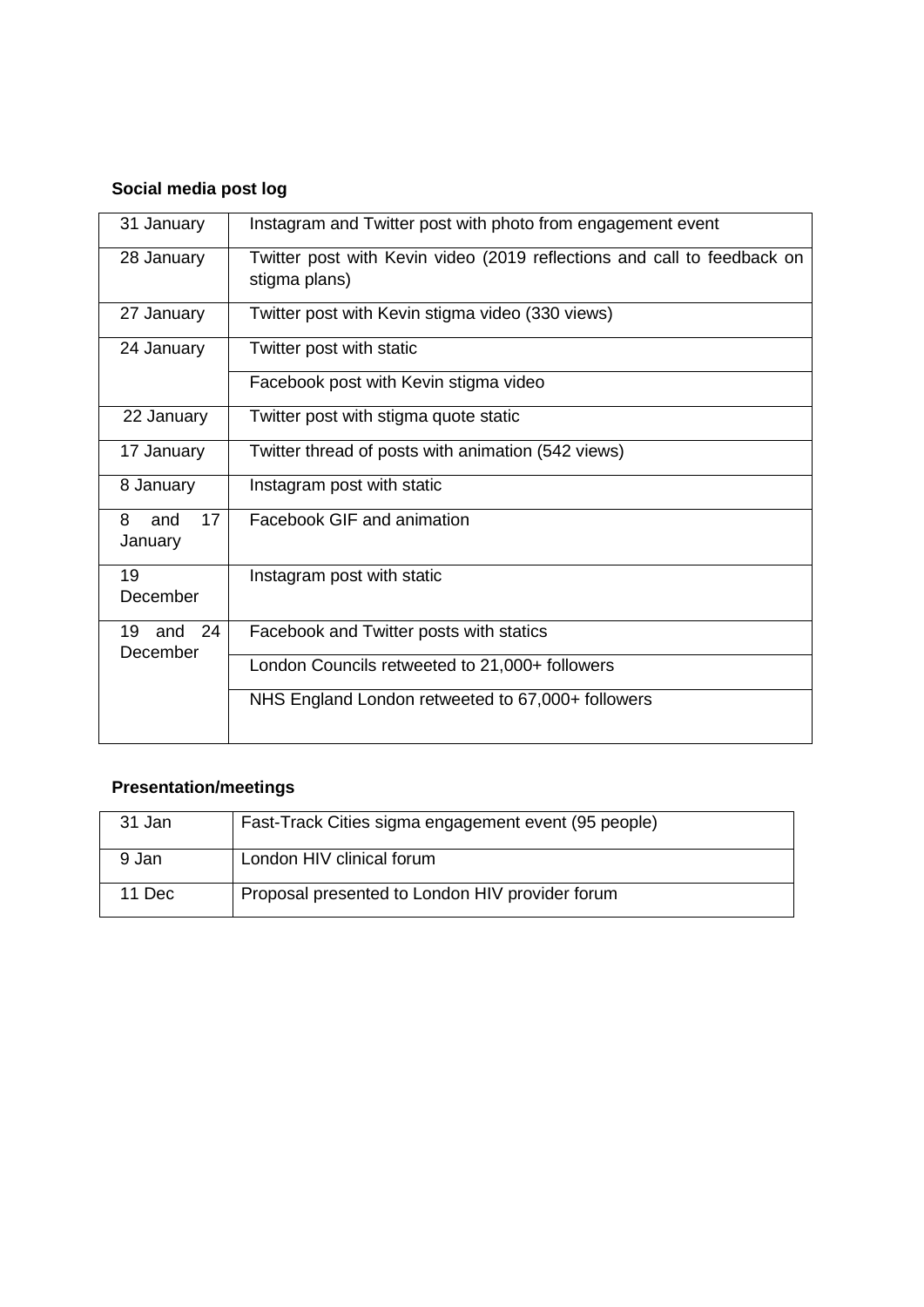**Social media post log**

| | |
|---|---|
| 31 January | Instagram and Twitter post with photo from engagement event |
| 28 January | Twitter post with Kevin video (2019 reflections and call to feedback on stigma plans) |
| 27 January | Twitter post with Kevin stigma video (330 views) |
| 24 January | Twitter post with static |
| | Facebook post with Kevin stigma video |
| 22 January | Twitter post with stigma quote static |
| 17 January | Twitter thread of posts with animation (542 views) |
| 8 January | Instagram post with static |
| 8 and 17 January | Facebook GIF and animation |
| 19 December | Instagram post with static |
| 19 and 24 December | Facebook and Twitter posts with statics |
| | London Councils retweeted to 21,000+ followers |
| | NHS England London retweeted to 67,000+ followers |

**Presentation/meetings**

| | |
|---|---|
| 31 Jan | Fast-Track Cities sigma engagement event (95 people) |
| 9 Jan | London HIV clinical forum |
| 11 Dec | Proposal presented to London HIV provider forum |